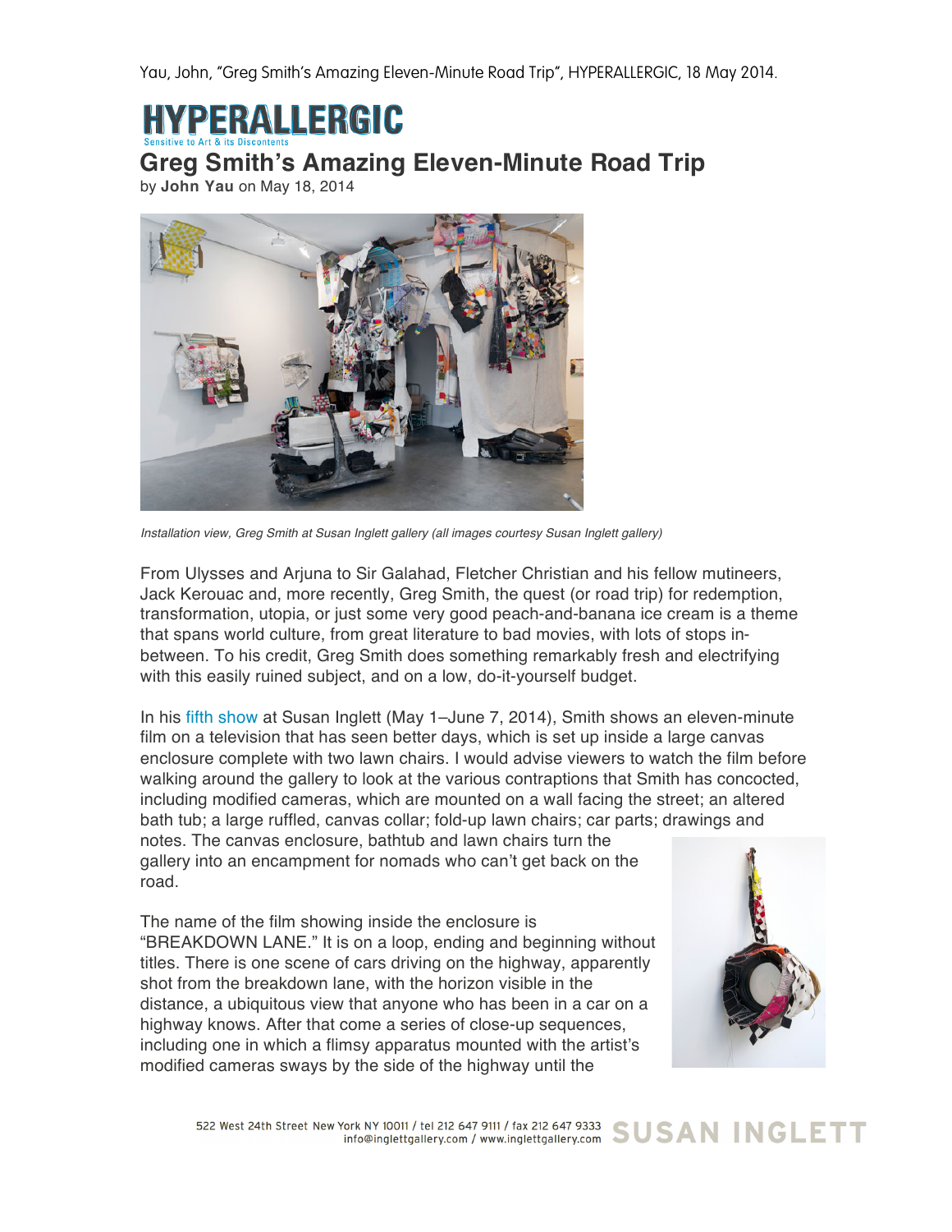Yau, John, "Greg Smith's Amazing Eleven-Minute Road Trip", HYPERALLERGIC, 18 May 2014.

HYPERALLERGIC
Sensitive to Art & its Discontents

# Greg Smith's Amazing Eleven-Minute Road Trip

by **John Yau** on May 18, 2014

*Installation view, Greg Smith at Susan Inglett gallery (all images courtesy Susan Inglett gallery)*

From Ulysses and Arjuna to Sir Galahad, Fletcher Christian and his fellow mutineers, Jack Kerouac and, more recently, Greg Smith, the quest (or road trip) for redemption, transformation, utopia, or just some very good peach-and-banana ice cream is a theme that spans world culture, from great literature to bad movies, with lots of stops in-between. To his credit, Greg Smith does something remarkably fresh and electrifying with this easily ruined subject, and on a low, do-it-yourself budget.

In his fifth show at Susan Inglett (May 1–June 7, 2014), Smith shows an eleven-minute film on a television that has seen better days, which is set up inside a large canvas enclosure complete with two lawn chairs. I would advise viewers to watch the film before walking around the gallery to look at the various contraptions that Smith has concocted, including modified cameras, which are mounted on a wall facing the street; an altered bath tub; a large ruffled, canvas collar; fold-up lawn chairs; car parts; drawings and notes. The canvas enclosure, bathtub and lawn chairs turn the gallery into an encampment for nomads who can't get back on the road.

The name of the film showing inside the enclosure is "BREAKDOWN LANE." It is on a loop, ending and beginning without titles. There is one scene of cars driving on the highway, apparently shot from the breakdown lane, with the horizon visible in the distance, a ubiquitous view that anyone who has been in a car on a highway knows. After that come a series of close-up sequences, including one in which a flimsy apparatus mounted with the artist's modified cameras sways by the side of the highway until the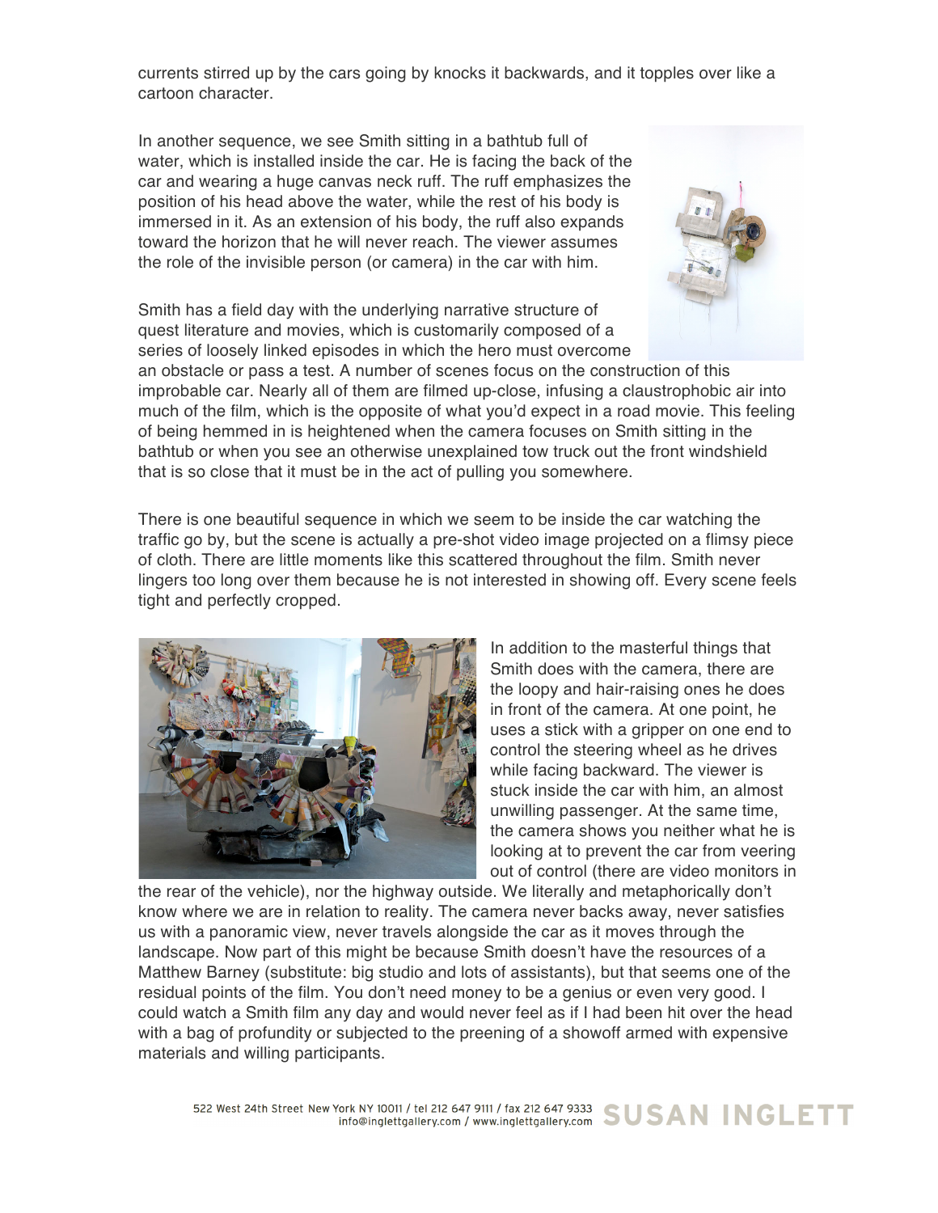currents stirred up by the cars going by knocks it backwards, and it topples over like a cartoon character.

In another sequence, we see Smith sitting in a bathtub full of water, which is installed inside the car. He is facing the back of the car and wearing a huge canvas neck ruff. The ruff emphasizes the position of his head above the water, while the rest of his body is immersed in it. As an extension of his body, the ruff also expands toward the horizon that he will never reach. The viewer assumes the role of the invisible person (or camera) in the car with him.

Smith has a field day with the underlying narrative structure of quest literature and movies, which is customarily composed of a series of loosely linked episodes in which the hero must overcome an obstacle or pass a test. A number of scenes focus on the construction of this improbable car. Nearly all of them are filmed up-close, infusing a claustrophobic air into much of the film, which is the opposite of what you'd expect in a road movie. This feeling of being hemmed in is heightened when the camera focuses on Smith sitting in the bathtub or when you see an otherwise unexplained tow truck out the front windshield that is so close that it must be in the act of pulling you somewhere.

There is one beautiful sequence in which we seem to be inside the car watching the traffic go by, but the scene is actually a pre-shot video image projected on a flimsy piece of cloth. There are little moments like this scattered throughout the film. Smith never lingers too long over them because he is not interested in showing off. Every scene feels tight and perfectly cropped.

In addition to the masterful things that Smith does with the camera, there are the loopy and hair-raising ones he does in front of the camera. At one point, he uses a stick with a gripper on one end to control the steering wheel as he drives while facing backward. The viewer is stuck inside the car with him, an almost unwilling passenger. At the same time, the camera shows you neither what he is looking at to prevent the car from veering out of control (there are video monitors in the rear of the vehicle), nor the highway outside. We literally and metaphorically don't know where we are in relation to reality. The camera never backs away, never satisfies us with a panoramic view, never travels alongside the car as it moves through the landscape. Now part of this might be because Smith doesn't have the resources of a Matthew Barney (substitute: big studio and lots of assistants), but that seems one of the residual points of the film. You don't need money to be a genius or even very good. I could watch a Smith film any day and would never feel as if I had been hit over the head with a bag of profundity or subjected to the preening of a showoff armed with expensive materials and willing participants.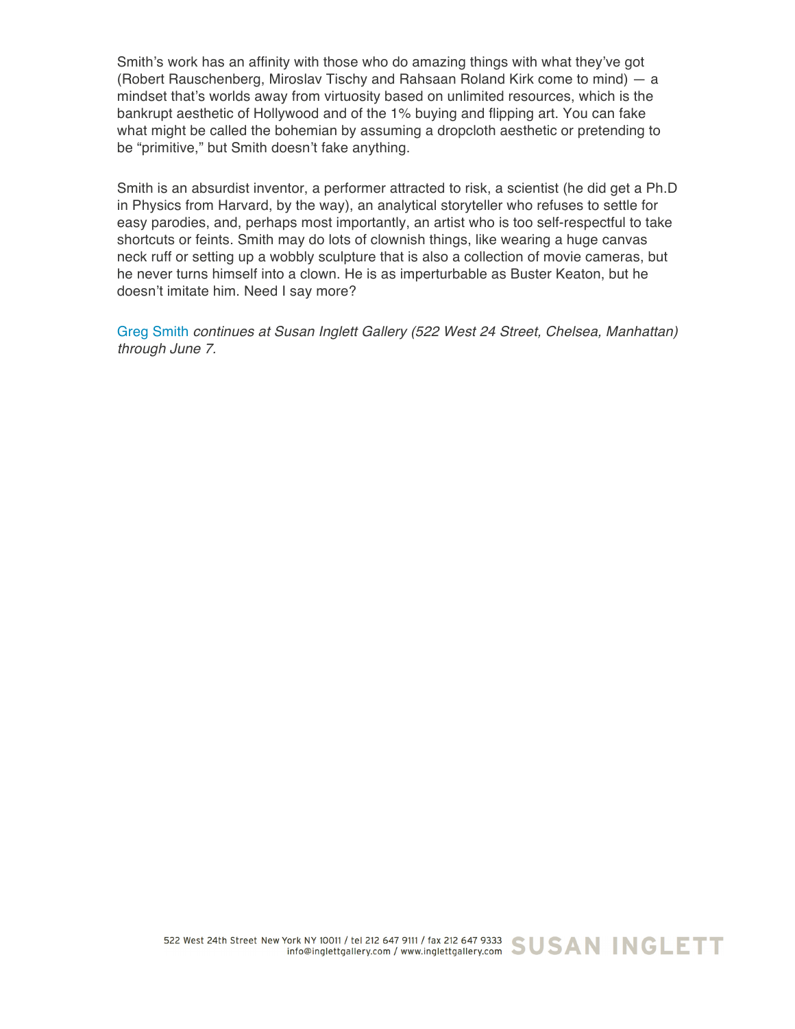Smith's work has an affinity with those who do amazing things with what they've got (Robert Rauschenberg, Miroslav Tischy and Rahsaan Roland Kirk come to mind) — a mindset that's worlds away from virtuosity based on unlimited resources, which is the bankrupt aesthetic of Hollywood and of the 1% buying and flipping art. You can fake what might be called the bohemian by assuming a dropcloth aesthetic or pretending to be "primitive," but Smith doesn't fake anything.

Smith is an absurdist inventor, a performer attracted to risk, a scientist (he did get a Ph.D in Physics from Harvard, by the way), an analytical storyteller who refuses to settle for easy parodies, and, perhaps most importantly, an artist who is too self-respectful to take shortcuts or feints. Smith may do lots of clownish things, like wearing a huge canvas neck ruff or setting up a wobbly sculpture that is also a collection of movie cameras, but he never turns himself into a clown. He is as imperturbable as Buster Keaton, but he doesn't imitate him. Need I say more?

Greg Smith *continues at Susan Inglett Gallery (522 West 24 Street, Chelsea, Manhattan) through June 7.*